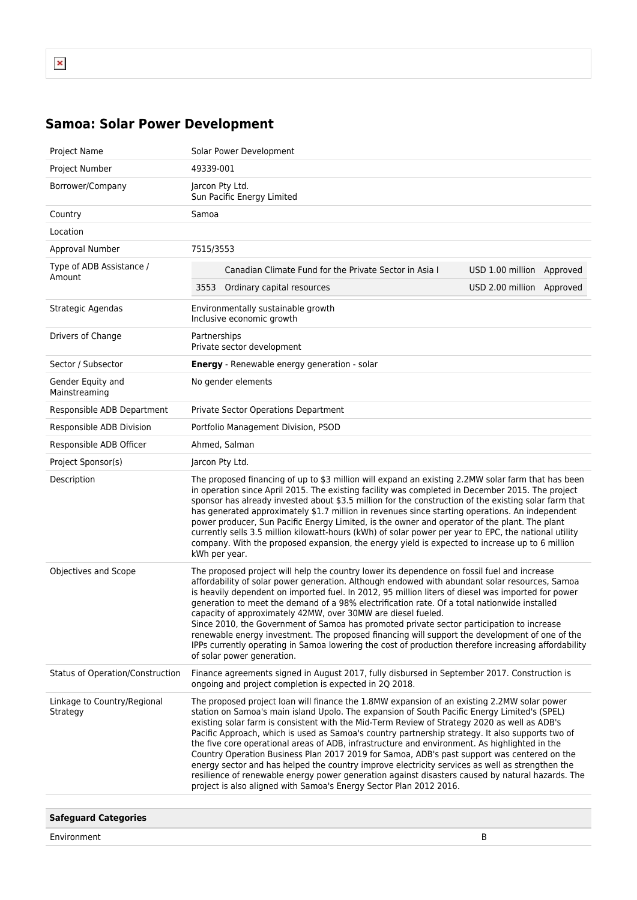## Samoa: Solar Power Development

| | |
|---|---|
| Project Name | Solar Power Development |
| Project Number | 49339-001 |
| Borrower/Company | Jarcon Pty Ltd.<br>Sun Pacific Energy Limited |
| Country | Samoa |
| Location | |
| Approval Number | 7515/3553 |
| Type of ADB Assistance / Amount | Canadian Climate Fund for the Private Sector in Asia I — USD 1.00 million — Approved<br>3553 Ordinary capital resources — USD 2.00 million — Approved |
| Strategic Agendas | Environmentally sustainable growth<br>Inclusive economic growth |
| Drivers of Change | Partnerships<br>Private sector development |
| Sector / Subsector | **Energy** - Renewable energy generation - solar |
| Gender Equity and Mainstreaming | No gender elements |
| Responsible ADB Department | Private Sector Operations Department |
| Responsible ADB Division | Portfolio Management Division, PSOD |
| Responsible ADB Officer | Ahmed, Salman |
| Project Sponsor(s) | Jarcon Pty Ltd. |
| Description | The proposed financing of up to $3 million will expand an existing 2.2MW solar farm that has been in operation since April 2015. The existing facility was completed in December 2015. The project sponsor has already invested about $3.5 million for the construction of the existing solar farm that has generated approximately $1.7 million in revenues since starting operations. An independent power producer, Sun Pacific Energy Limited, is the owner and operator of the plant. The plant currently sells 3.5 million kilowatt-hours (kWh) of solar power per year to EPC, the national utility company. With the proposed expansion, the energy yield is expected to increase up to 6 million kWh per year. |
| Objectives and Scope | The proposed project will help the country lower its dependence on fossil fuel and increase affordability of solar power generation. Although endowed with abundant solar resources, Samoa is heavily dependent on imported fuel. In 2012, 95 million liters of diesel was imported for power generation to meet the demand of a 98% electrification rate. Of a total nationwide installed capacity of approximately 42MW, over 30MW are diesel fueled.<br>Since 2010, the Government of Samoa has promoted private sector participation to increase renewable energy investment. The proposed financing will support the development of one of the IPPs currently operating in Samoa lowering the cost of production therefore increasing affordability of solar power generation. |
| Status of Operation/Construction | Finance agreements signed in August 2017, fully disbursed in September 2017. Construction is ongoing and project completion is expected in 2Q 2018. |
| Linkage to Country/Regional Strategy | The proposed project loan will finance the 1.8MW expansion of an existing 2.2MW solar power station on Samoa's main island Upolo. The expansion of South Pacific Energy Limited's (SPEL) existing solar farm is consistent with the Mid-Term Review of Strategy 2020 as well as ADB's Pacific Approach, which is used as Samoa's country partnership strategy. It also supports two of the five core operational areas of ADB, infrastructure and environment. As highlighted in the Country Operation Business Plan 2017 2019 for Samoa, ADB's past support was centered on the energy sector and has helped the country improve electricity services as well as strengthen the resilience of renewable energy power generation against disasters caused by natural hazards. The project is also aligned with Samoa's Energy Sector Plan 2012 2016. |

| **Safeguard Categories** | |
|---|---|
| Environment | B |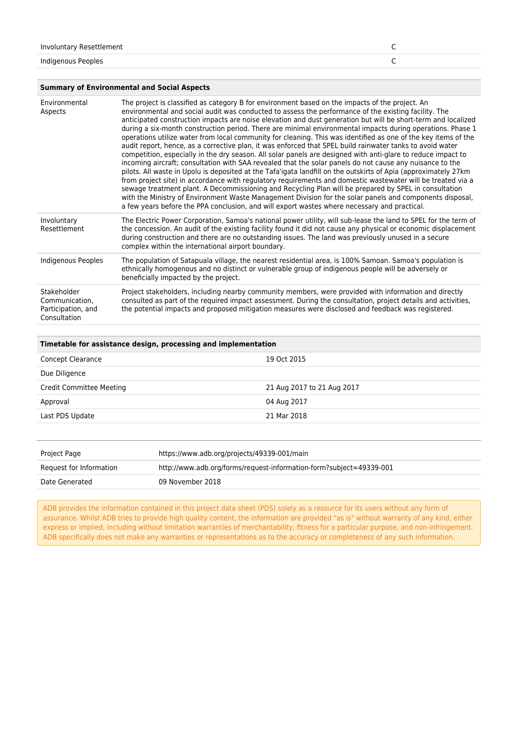| | |
|---|---|
| Involuntary Resettlement | C |
| Indigenous Peoples | C |

| **Summary of Environmental and Social Aspects** | |
|---|---|
| Environmental Aspects | The project is classified as category B for environment based on the impacts of the project. An environmental and social audit was conducted to assess the performance of the existing facility. The anticipated construction impacts are noise elevation and dust generation but will be short-term and localized during a six-month construction period. There are minimal environmental impacts during operations. Phase 1 operations utilize water from local community for cleaning. This was identified as one of the key items of the audit report, hence, as a corrective plan, it was enforced that SPEL build rainwater tanks to avoid water competition, especially in the dry season. All solar panels are designed with anti-glare to reduce impact to incoming aircraft; consultation with SAA revealed that the solar panels do not cause any nuisance to the pilots. All waste in Upolu is deposited at the Tafa'igata landfill on the outskirts of Apia (approximately 27km from project site) in accordance with regulatory requirements and domestic wastewater will be treated via a sewage treatment plant. A Decommissioning and Recycling Plan will be prepared by SPEL in consultation with the Ministry of Environment Waste Management Division for the solar panels and components disposal, a few years before the PPA conclusion, and will export wastes where necessary and practical. |
| Involuntary Resettlement | The Electric Power Corporation, Samoa's national power utility, will sub-lease the land to SPEL for the term of the concession. An audit of the existing facility found it did not cause any physical or economic displacement during construction and there are no outstanding issues. The land was previously unused in a secure complex within the international airport boundary. |
| Indigenous Peoples | The population of Satapuala village, the nearest residential area, is 100% Samoan. Samoa's population is ethnically homogenous and no distinct or vulnerable group of indigenous people will be adversely or beneficially impacted by the project. |
| Stakeholder Communication, Participation, and Consultation | Project stakeholders, including nearby community members, were provided with information and directly consulted as part of the required impact assessment. During the consultation, project details and activities, the potential impacts and proposed mitigation measures were disclosed and feedback was registered. |

| **Timetable for assistance design, processing and implementation** | |
|---|---|
| Concept Clearance | 19 Oct 2015 |
| Due Diligence | |
| Credit Committee Meeting | 21 Aug 2017 to 21 Aug 2017 |
| Approval | 04 Aug 2017 |
| Last PDS Update | 21 Mar 2018 |

| | |
|---|---|
| Project Page | https://www.adb.org/projects/49339-001/main |
| Request for Information | http://www.adb.org/forms/request-information-form?subject=49339-001 |
| Date Generated | 09 November 2018 |

ADB provides the information contained in this project data sheet (PDS) solely as a resource for its users without any form of assurance. Whilst ADB tries to provide high quality content, the information are provided "as is" without warranty of any kind, either express or implied, including without limitation warranties of merchantability, fitness for a particular purpose, and non-infringement. ADB specifically does not make any warranties or representations as to the accuracy or completeness of any such information.